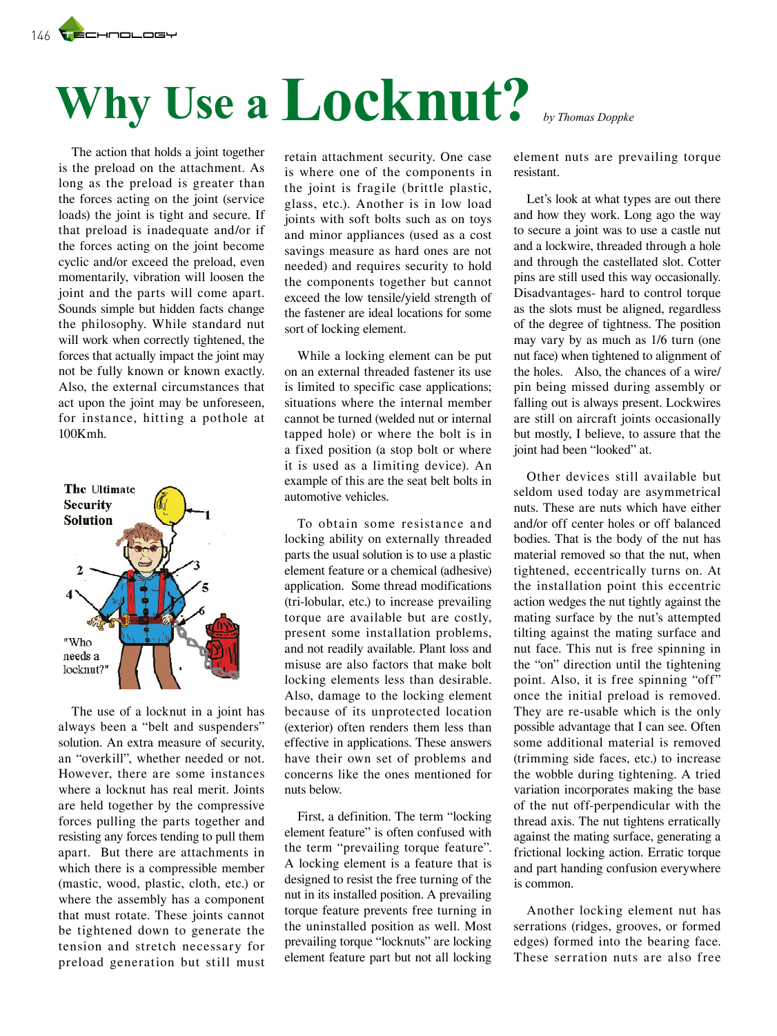# Why Use a Locknut?

*by Thomas Doppke*

The action that holds a joint together is the preload on the attachment. As long as the preload is greater than the forces acting on the joint (service loads) the joint is tight and secure. If that preload is inadequate and/or if the forces acting on the joint become cyclic and/or exceed the preload, even momentarily, vibration will loosen the joint and the parts will come apart. Sounds simple but hidden facts change the philosophy. While standard nut will work when correctly tightened, the forces that actually impact the joint may not be fully known or known exactly. Also, the external circumstances that act upon the joint may be unforeseen, for instance, hitting a pothole at 100Kmh.

The use of a locknut in a joint has always been a "belt and suspenders" solution. An extra measure of security, an "overkill", whether needed or not. However, there are some instances where a locknut has real merit. Joints are held together by the compressive forces pulling the parts together and resisting any forces tending to pull them apart. But there are attachments in which there is a compressible member (mastic, wood, plastic, cloth, etc.) or where the assembly has a component that must rotate. These joints cannot be tightened down to generate the tension and stretch necessary for preload generation but still must retain attachment security. One case is where one of the components in the joint is fragile (brittle plastic, glass, etc.). Another is in low load joints with soft bolts such as on toys and minor appliances (used as a cost savings measure as hard ones are not needed) and requires security to hold the components together but cannot exceed the low tensile/yield strength of the fastener are ideal locations for some sort of locking element.

While a locking element can be put on an external threaded fastener its use is limited to specific case applications; situations where the internal member cannot be turned (welded nut or internal tapped hole) or where the bolt is in a fixed position (a stop bolt or where it is used as a limiting device). An example of this are the seat belt bolts in automotive vehicles.

To obtain some resistance and locking ability on externally threaded parts the usual solution is to use a plastic element feature or a chemical (adhesive) application. Some thread modifications (tri-lobular, etc.) to increase prevailing torque are available but are costly, present some installation problems, and not readily available. Plant loss and misuse are also factors that make bolt locking elements less than desirable. Also, damage to the locking element because of its unprotected location (exterior) often renders them less than effective in applications. These answers have their own set of problems and concerns like the ones mentioned for nuts below.

First, a definition. The term "locking element feature" is often confused with the term "prevailing torque feature". A locking element is a feature that is designed to resist the free turning of the nut in its installed position. A prevailing torque feature prevents free turning in the uninstalled position as well. Most prevailing torque "locknuts" are locking element feature part but not all locking element nuts are prevailing torque resistant.

Let's look at what types are out there and how they work. Long ago the way to secure a joint was to use a castle nut and a lockwire, threaded through a hole and through the castellated slot. Cotter pins are still used this way occasionally. Disadvantages- hard to control torque as the slots must be aligned, regardless of the degree of tightness. The position may vary by as much as 1/6 turn (one nut face) when tightened to alignment of the holes. Also, the chances of a wire/pin being missed during assembly or falling out is always present. Lockwires are still on aircraft joints occasionally but mostly, I believe, to assure that the joint had been "looked" at.

Other devices still available but seldom used today are asymmetrical nuts. These are nuts which have either and/or off center holes or off balanced bodies. That is the body of the nut has material removed so that the nut, when tightened, eccentrically turns on. At the installation point this eccentric action wedges the nut tightly against the mating surface by the nut's attempted tilting against the mating surface and nut face. This nut is free spinning in the "on" direction until the tightening point. Also, it is free spinning "off" once the initial preload is removed. They are re-usable which is the only possible advantage that I can see. Often some additional material is removed (trimming side faces, etc.) to increase the wobble during tightening. A tried variation incorporates making the base of the nut off-perpendicular with the thread axis. The nut tightens erratically against the mating surface, generating a frictional locking action. Erratic torque and part handing confusion everywhere is common.

Another locking element nut has serrations (ridges, grooves, or formed edges) formed into the bearing face. These serration nuts are also free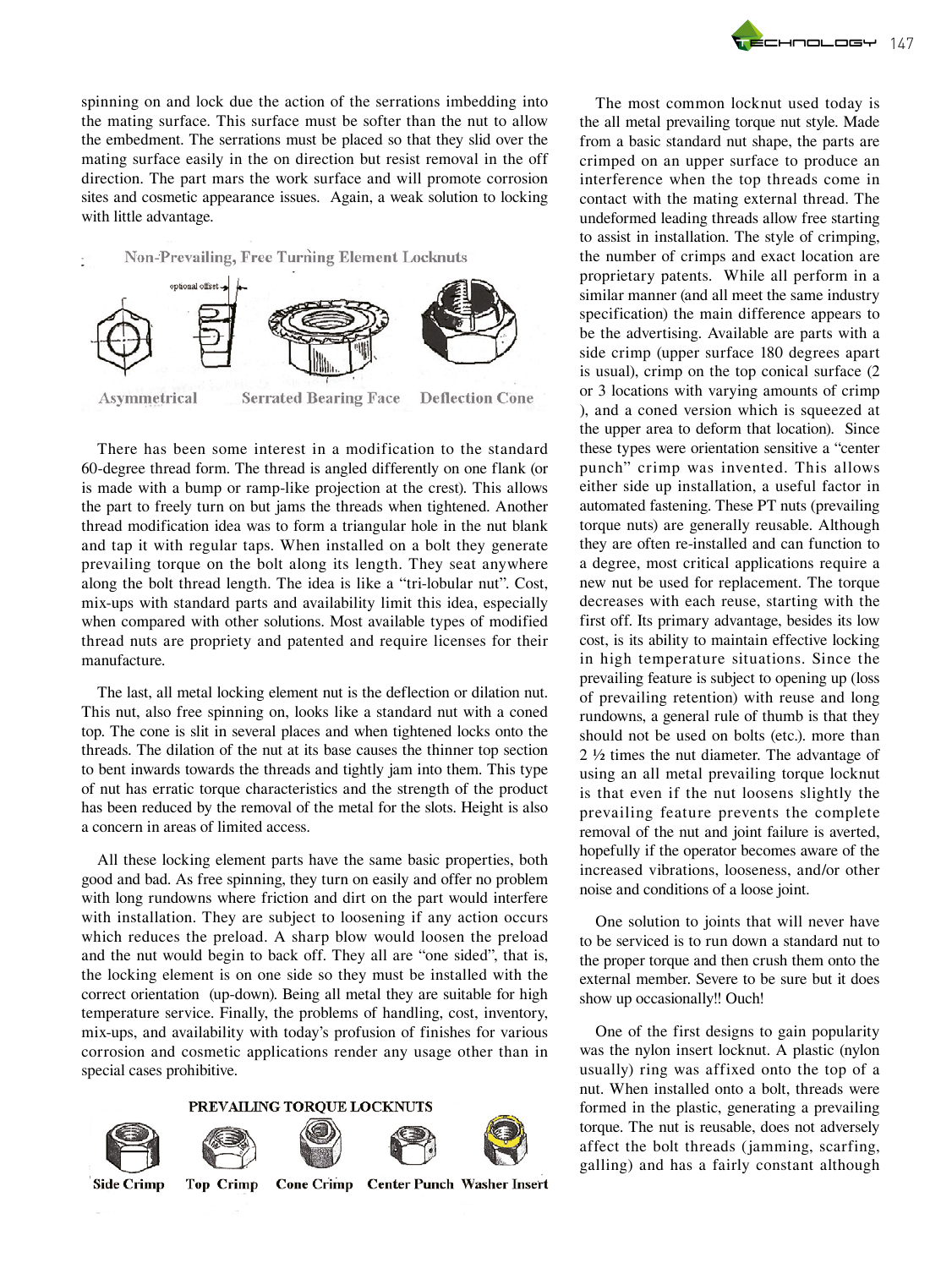spinning on and lock due the action of the serrations imbedding into the mating surface. This surface must be softer than the nut to allow the embedment. The serrations must be placed so that they slid over the mating surface easily in the on direction but resist removal in the off direction. The part mars the work surface and will promote corrosion sites and cosmetic appearance issues. Again, a weak solution to locking with little advantage.

**Non-Prevailing, Free Turning Element Locknuts**

optional offset

Asymmetrical — Serrated Bearing Face — Deflection Cone

There has been some interest in a modification to the standard 60-degree thread form. The thread is angled differently on one flank (or is made with a bump or ramp-like projection at the crest). This allows the part to freely turn on but jams the threads when tightened. Another thread modification idea was to form a triangular hole in the nut blank and tap it with regular taps. When installed on a bolt they generate prevailing torque on the bolt along its length. They seat anywhere along the bolt thread length. The idea is like a "tri-lobular nut". Cost, mix-ups with standard parts and availability limit this idea, especially when compared with other solutions. Most available types of modified thread nuts are propriety and patented and require licenses for their manufacture.

The last, all metal locking element nut is the deflection or dilation nut. This nut, also free spinning on, looks like a standard nut with a coned top. The cone is slit in several places and when tightened locks onto the threads. The dilation of the nut at its base causes the thinner top section to bent inwards towards the threads and tightly jam into them. This type of nut has erratic torque characteristics and the strength of the product has been reduced by the removal of the metal for the slots. Height is also a concern in areas of limited access.

All these locking element parts have the same basic properties, both good and bad. As free spinning, they turn on easily and offer no problem with long rundowns where friction and dirt on the part would interfere with installation. They are subject to loosening if any action occurs which reduces the preload. A sharp blow would loosen the preload and the nut would begin to back off. They all are "one sided", that is, the locking element is on one side so they must be installed with the correct orientation (up-down). Being all metal they are suitable for high temperature service. Finally, the problems of handling, cost, inventory, mix-ups, and availability with today's profusion of finishes for various corrosion and cosmetic applications render any usage other than in special cases prohibitive.

**PREVAILING TORQUE LOCKNUTS**

Side Crimp — Top Crimp — Cone Crimp — Center Punch — Washer Insert

The most common locknut used today is the all metal prevailing torque nut style. Made from a basic standard nut shape, the parts are crimped on an upper surface to produce an interference when the top threads come in contact with the mating external thread. The undeformed leading threads allow free starting to assist in installation. The style of crimping, the number of crimps and exact location are proprietary patents. While all perform in a similar manner (and all meet the same industry specification) the main difference appears to be the advertising. Available are parts with a side crimp (upper surface 180 degrees apart is usual), crimp on the top conical surface (2 or 3 locations with varying amounts of crimp ), and a coned version which is squeezed at the upper area to deform that location). Since these types were orientation sensitive a "center punch" crimp was invented. This allows either side up installation, a useful factor in automated fastening. These PT nuts (prevailing torque nuts) are generally reusable. Although they are often re-installed and can function to a degree, most critical applications require a new nut be used for replacement. The torque decreases with each reuse, starting with the first off. Its primary advantage, besides its low cost, is its ability to maintain effective locking in high temperature situations. Since the prevailing feature is subject to opening up (loss of prevailing retention) with reuse and long rundowns, a general rule of thumb is that they should not be used on bolts (etc.). more than 2 ½ times the nut diameter. The advantage of using an all metal prevailing torque locknut is that even if the nut loosens slightly the prevailing feature prevents the complete removal of the nut and joint failure is averted, hopefully if the operator becomes aware of the increased vibrations, looseness, and/or other noise and conditions of a loose joint.

One solution to joints that will never have to be serviced is to run down a standard nut to the proper torque and then crush them onto the external member. Severe to be sure but it does show up occasionally!! Ouch!

One of the first designs to gain popularity was the nylon insert locknut. A plastic (nylon usually) ring was affixed onto the top of a nut. When installed onto a bolt, threads were formed in the plastic, generating a prevailing torque. The nut is reusable, does not adversely affect the bolt threads (jamming, scarfing, galling) and has a fairly constant although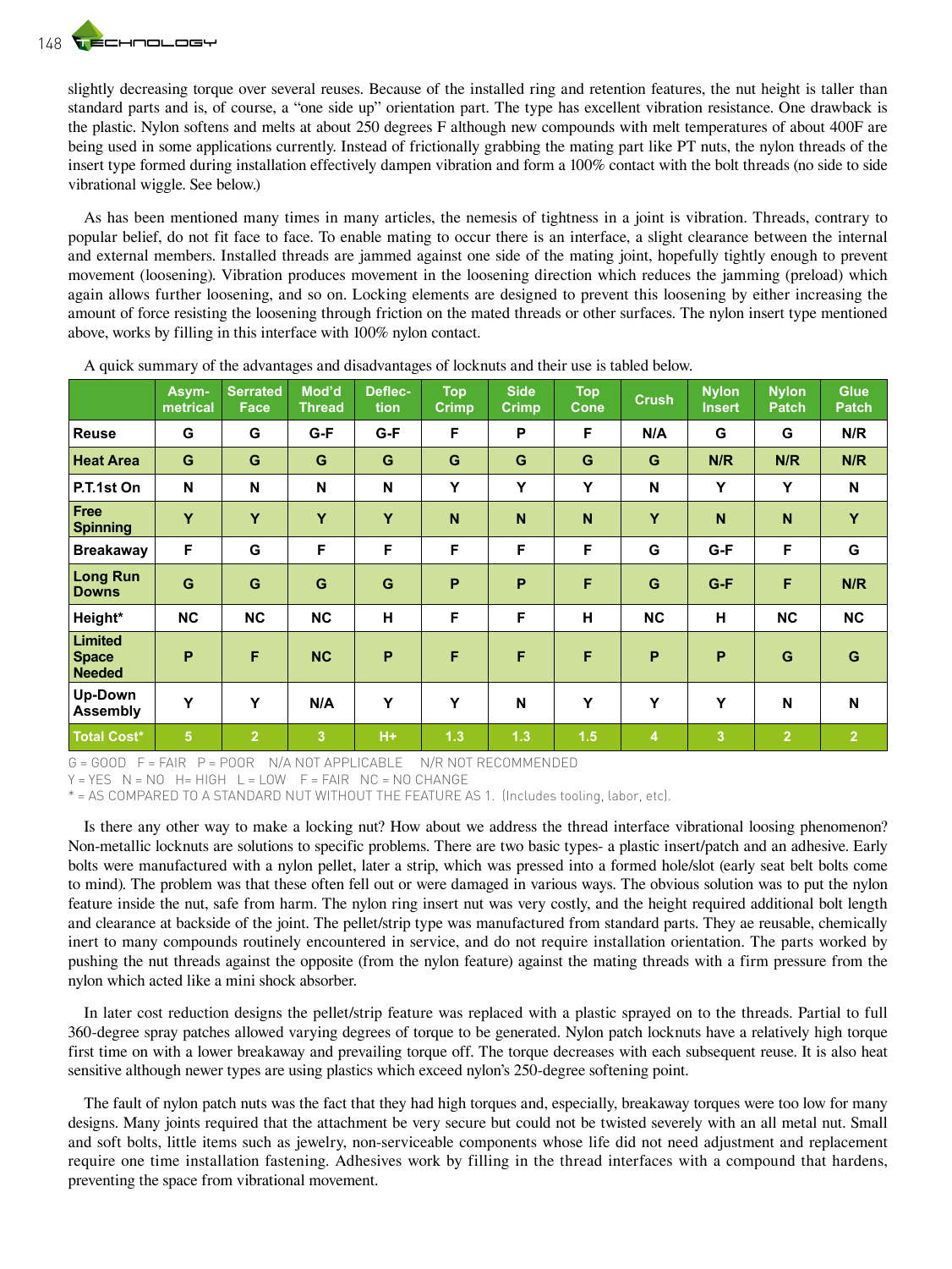slightly decreasing torque over several reuses. Because of the installed ring and retention features, the nut height is taller than standard parts and is, of course, a "one side up" orientation part. The type has excellent vibration resistance. One drawback is the plastic. Nylon softens and melts at about 250 degrees F although new compounds with melt temperatures of about 400F are being used in some applications currently. Instead of frictionally grabbing the mating part like PT nuts, the nylon threads of the insert type formed during installation effectively dampen vibration and form a 100% contact with the bolt threads (no side to side vibrational wiggle. See below.)

As has been mentioned many times in many articles, the nemesis of tightness in a joint is vibration. Threads, contrary to popular belief, do not fit face to face. To enable mating to occur there is an interface, a slight clearance between the internal and external members. Installed threads are jammed against one side of the mating joint, hopefully tightly enough to prevent movement (loosening). Vibration produces movement in the loosening direction which reduces the jamming (preload) which again allows further loosening, and so on. Locking elements are designed to prevent this loosening by either increasing the amount of force resisting the loosening through friction on the mated threads or other surfaces. The nylon insert type mentioned above, works by filling in this interface with 100% nylon contact.

A quick summary of the advantages and disadvantages of locknuts and their use is tabled below.

| | Asym-metrical | Serrated Face | Mod'd Thread | Deflec-tion | Top Crimp | Side Crimp | Top Cone | Crush | Nylon Insert | Nylon Patch | Glue Patch |
|---|---|---|---|---|---|---|---|---|---|---|---|
| Reuse | G | G | G-F | G-F | F | P | F | N/A | G | G | N/R |
| Heat Area | G | G | G | G | G | G | G | G | N/R | N/R | N/R |
| P.T.1st On | N | N | N | N | Y | Y | Y | N | Y | Y | N |
| Free Spinning | Y | Y | Y | Y | N | N | N | Y | N | N | Y |
| Breakaway | F | G | F | F | F | F | F | G | G-F | F | G |
| Long Run Downs | G | G | G | G | P | P | F | G | G-F | F | N/R |
| Height* | NC | NC | NC | H | F | F | H | NC | H | NC | NC |
| Limited Space Needed | P | F | NC | P | F | F | F | P | P | G | G |
| Up-Down Assembly | Y | Y | N/A | Y | Y | N | Y | Y | Y | N | N |
| Total Cost* | 5 | 2 | 3 | H+ | 1.3 | 1.3 | 1.5 | 4 | 3 | 2 | 2 |

G = GOOD F = FAIR P = POOR N/A NOT APPLICABLE N/R NOT RECOMMENDED
Y = YES N = NO H= HIGH L = LOW F = FAIR NC = NO CHANGE
* = AS COMPARED TO A STANDARD NUT WITHOUT THE FEATURE AS 1. (Includes tooling, labor, etc).

Is there any other way to make a locking nut? How about we address the thread interface vibrational loosing phenomenon? Non-metallic locknuts are solutions to specific problems. There are two basic types- a plastic insert/patch and an adhesive. Early bolts were manufactured with a nylon pellet, later a strip, which was pressed into a formed hole/slot (early seat belt bolts come to mind). The problem was that these often fell out or were damaged in various ways. The obvious solution was to put the nylon feature inside the nut, safe from harm. The nylon ring insert nut was very costly, and the height required additional bolt length and clearance at backside of the joint. The pellet/strip type was manufactured from standard parts. They ae reusable, chemically inert to many compounds routinely encountered in service, and do not require installation orientation. The parts worked by pushing the nut threads against the opposite (from the nylon feature) against the mating threads with a firm pressure from the nylon which acted like a mini shock absorber.

In later cost reduction designs the pellet/strip feature was replaced with a plastic sprayed on to the threads. Partial to full 360-degree spray patches allowed varying degrees of torque to be generated. Nylon patch locknuts have a relatively high torque first time on with a lower breakaway and prevailing torque off. The torque decreases with each subsequent reuse. It is also heat sensitive although newer types are using plastics which exceed nylon's 250-degree softening point.

The fault of nylon patch nuts was the fact that they had high torques and, especially, breakaway torques were too low for many designs. Many joints required that the attachment be very secure but could not be twisted severely with an all metal nut. Small and soft bolts, little items such as jewelry, non-serviceable components whose life did not need adjustment and replacement require one time installation fastening. Adhesives work by filling in the thread interfaces with a compound that hardens, preventing the space from vibrational movement.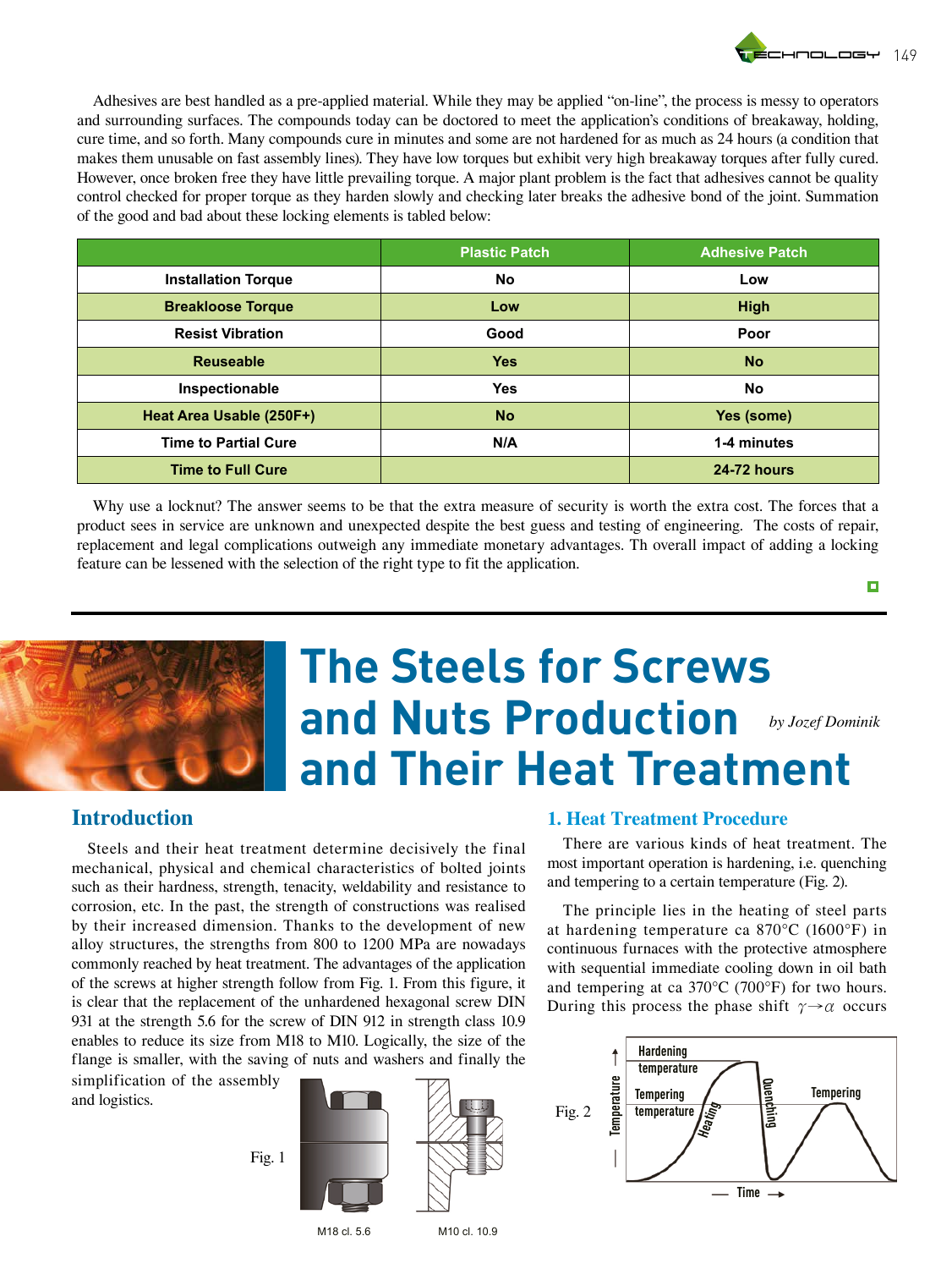Adhesives are best handled as a pre-applied material. While they may be applied "on-line", the process is messy to operators and surrounding surfaces. The compounds today can be doctored to meet the application's conditions of breakaway, holding, cure time, and so forth. Many compounds cure in minutes and some are not hardened for as much as 24 hours (a condition that makes them unusable on fast assembly lines). They have low torques but exhibit very high breakaway torques after fully cured. However, once broken free they have little prevailing torque. A major plant problem is the fact that adhesives cannot be quality control checked for proper torque as they harden slowly and checking later breaks the adhesive bond of the joint. Summation of the good and bad about these locking elements is tabled below:

| | Plastic Patch | Adhesive Patch |
|---|---|---|
| **Installation Torque** | **No** | **Low** |
| **Breakloose Torque** | **Low** | **High** |
| **Resist Vibration** | **Good** | **Poor** |
| **Reuseable** | **Yes** | **No** |
| **Inspectionable** | **Yes** | **No** |
| **Heat Area Usable (250F+)** | **No** | **Yes (some)** |
| **Time to Partial Cure** | **N/A** | **1-4 minutes** |
| **Time to Full Cure** | | **24-72 hours** |

Why use a locknut? The answer seems to be that the extra measure of security is worth the extra cost. The forces that a product sees in service are unknown and unexpected despite the best guess and testing of engineering. The costs of repair, replacement and legal complications outweigh any immediate monetary advantages. Th overall impact of adding a locking feature can be lessened with the selection of the right type to fit the application.

# The Steels for Screws and Nuts Production and Their Heat Treatment

*by Jozef Dominik*

## Introduction

Steels and their heat treatment determine decisively the final mechanical, physical and chemical characteristics of bolted joints such as their hardness, strength, tenacity, weldability and resistance to corrosion, etc. In the past, the strength of constructions was realised by their increased dimension. Thanks to the development of new alloy structures, the strengths from 800 to 1200 MPa are nowadays commonly reached by heat treatment. The advantages of the application of the screws at higher strength follow from Fig. 1. From this figure, it is clear that the replacement of the unhardened hexagonal screw DIN 931 at the strength 5.6 for the screw of DIN 912 in strength class 10.9 enables to reduce its size from M18 to M10. Logically, the size of the flange is smaller, with the saving of nuts and washers and finally the simplification of the assembly and logistics.

Fig. 1

M18 cl. 5.6

M10 cl. 10.9

## 1. Heat Treatment Procedure

There are various kinds of heat treatment. The most important operation is hardening, i.e. quenching and tempering to a certain temperature (Fig. 2).

The principle lies in the heating of steel parts at hardening temperature ca 870°C (1600°F) in continuous furnaces with the protective atmosphere with sequential immediate cooling down in oil bath and tempering at ca 370°C (700°F) for two hours. During this process the phase shift $\gamma \rightarrow \alpha$ occurs

Fig. 2

Hardening temperature

Tempering temperature

Temperature

Heating

Quenching

Tempering

Time